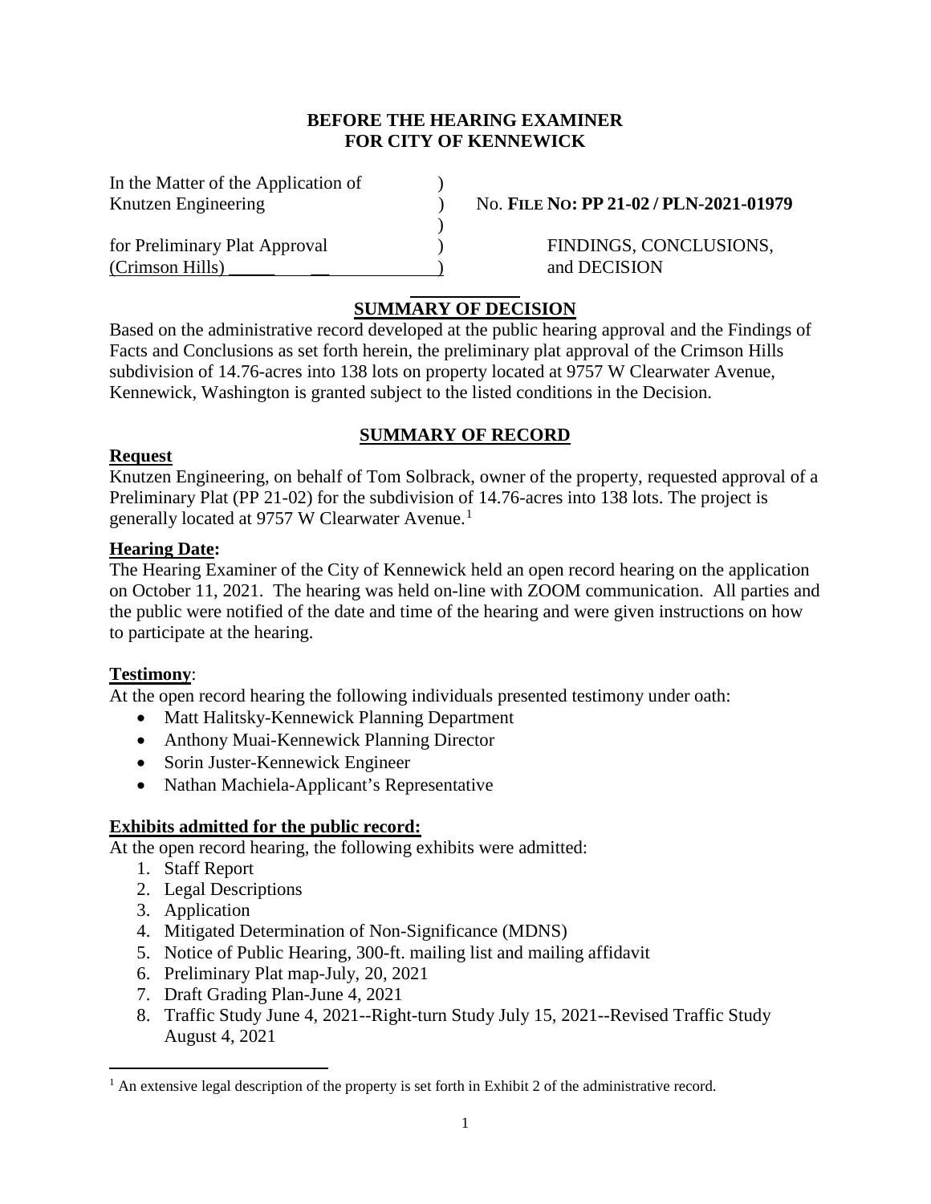**BEFORE THE HEARING EXAMINER**
**FOR CITY OF KENNEWICK**

| | | |
|---|---|---|
| In the Matter of the Application of | ) | |
| Knutzen Engineering | ) | No. **FILE NO: PP 21-02 / PLN-2021-01979** |
| | ) | |
| for Preliminary Plat Approval | ) | FINDINGS, CONCLUSIONS, |
| (Crimson Hills) | ) | and DECISION |

## SUMMARY OF DECISION

Based on the administrative record developed at the public hearing approval and the Findings of Facts and Conclusions as set forth herein, the preliminary plat approval of the Crimson Hills subdivision of 14.76-acres into 138 lots on property located at 9757 W Clearwater Avenue, Kennewick, Washington is granted subject to the listed conditions in the Decision.

## SUMMARY OF RECORD

### Request

Knutzen Engineering, on behalf of Tom Solbrack, owner of the property, requested approval of a Preliminary Plat (PP 21-02) for the subdivision of 14.76-acres into 138 lots. The project is generally located at 9757 W Clearwater Avenue.[1]

### Hearing Date:

The Hearing Examiner of the City of Kennewick held an open record hearing on the application on October 11, 2021. The hearing was held on-line with ZOOM communication. All parties and the public were notified of the date and time of the hearing and were given instructions on how to participate at the hearing.

### Testimony:

At the open record hearing the following individuals presented testimony under oath:

- Matt Halitsky-Kennewick Planning Department
- Anthony Muai-Kennewick Planning Director
- Sorin Juster-Kennewick Engineer
- Nathan Machiela-Applicant's Representative

### Exhibits admitted for the public record:

At the open record hearing, the following exhibits were admitted:

1. Staff Report
2. Legal Descriptions
3. Application
4. Mitigated Determination of Non-Significance (MDNS)
5. Notice of Public Hearing, 300-ft. mailing list and mailing affidavit
6. Preliminary Plat map-July, 20, 2021
7. Draft Grading Plan-June 4, 2021
8. Traffic Study June 4, 2021--Right-turn Study July 15, 2021--Revised Traffic Study August 4, 2021

[1] An extensive legal description of the property is set forth in Exhibit 2 of the administrative record.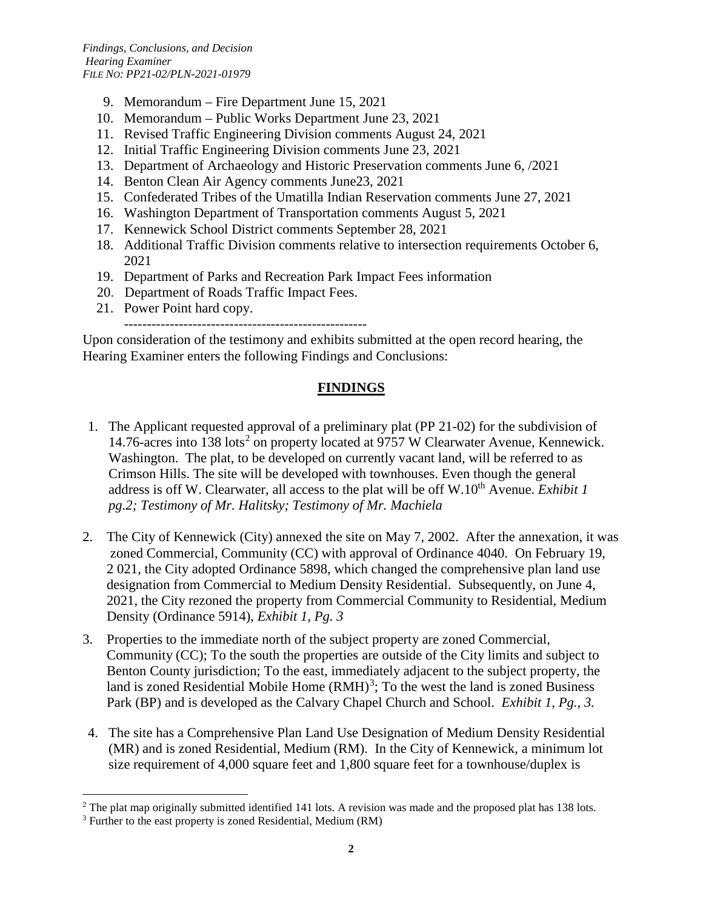9. Memorandum – Fire Department June 15, 2021
10. Memorandum – Public Works Department June 23, 2021
11. Revised Traffic Engineering Division comments August 24, 2021
12. Initial Traffic Engineering Division comments June 23, 2021
13. Department of Archaeology and Historic Preservation comments June 6, /2021
14. Benton Clean Air Agency comments June23, 2021
15. Confederated Tribes of the Umatilla Indian Reservation comments June 27, 2021
16. Washington Department of Transportation comments August 5, 2021
17. Kennewick School District comments September 28, 2021
18. Additional Traffic Division comments relative to intersection requirements October 6, 2021
19. Department of Parks and Recreation Park Impact Fees information
20. Department of Roads Traffic Impact Fees.
21. Power Point hard copy.

-----------------------------------------------------

Upon consideration of the testimony and exhibits submitted at the open record hearing, the Hearing Examiner enters the following Findings and Conclusions:

## FINDINGS

1. The Applicant requested approval of a preliminary plat (PP 21-02) for the subdivision of 14.76-acres into 138 lots[2] on property located at 9757 W Clearwater Avenue, Kennewick. Washington. The plat, to be developed on currently vacant land, will be referred to as Crimson Hills. The site will be developed with townhouses. Even though the general address is off W. Clearwater, all access to the plat will be off W.10th Avenue. *Exhibit 1 pg.2; Testimony of Mr. Halitsky; Testimony of Mr. Machiela*

2. The City of Kennewick (City) annexed the site on May 7, 2002. After the annexation, it was zoned Commercial, Community (CC) with approval of Ordinance 4040. On February 19, 2 021, the City adopted Ordinance 5898, which changed the comprehensive plan land use designation from Commercial to Medium Density Residential. Subsequently, on June 4, 2021, the City rezoned the property from Commercial Community to Residential, Medium Density (Ordinance 5914), *Exhibit 1, Pg. 3*

3. Properties to the immediate north of the subject property are zoned Commercial, Community (CC); To the south the properties are outside of the City limits and subject to Benton County jurisdiction; To the east, immediately adjacent to the subject property, the land is zoned Residential Mobile Home (RMH)[3]; To the west the land is zoned Business Park (BP) and is developed as the Calvary Chapel Church and School. *Exhibit 1, Pg., 3.*

4. The site has a Comprehensive Plan Land Use Designation of Medium Density Residential (MR) and is zoned Residential, Medium (RM). In the City of Kennewick, a minimum lot size requirement of 4,000 square feet and 1,800 square feet for a townhouse/duplex is

[2] The plat map originally submitted identified 141 lots. A revision was made and the proposed plat has 138 lots.

[3] Further to the east property is zoned Residential, Medium (RM)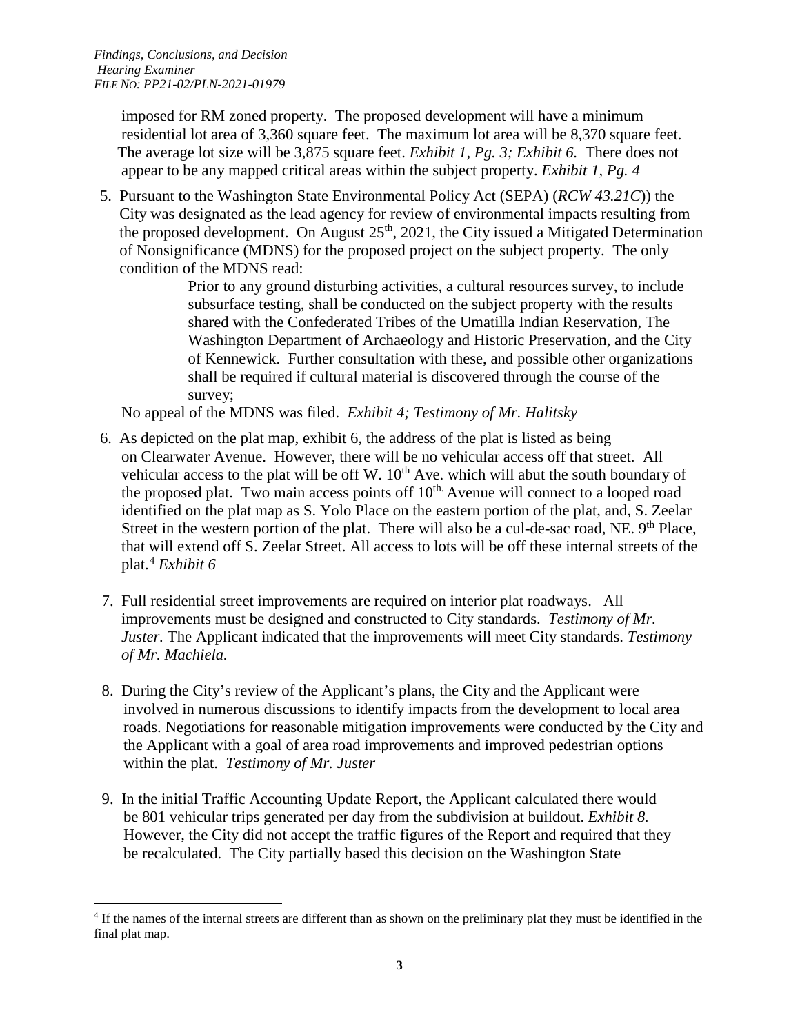imposed for RM zoned property. The proposed development will have a minimum residential lot area of 3,360 square feet. The maximum lot area will be 8,370 square feet. The average lot size will be 3,875 square feet. *Exhibit 1, Pg. 3; Exhibit 6.* There does not appear to be any mapped critical areas within the subject property. *Exhibit 1, Pg. 4*

5. Pursuant to the Washington State Environmental Policy Act (SEPA) (*RCW 43.21C*)) the City was designated as the lead agency for review of environmental impacts resulting from the proposed development. On August 25th, 2021, the City issued a Mitigated Determination of Nonsignificance (MDNS) for the proposed project on the subject property. The only condition of the MDNS read:

   > Prior to any ground disturbing activities, a cultural resources survey, to include subsurface testing, shall be conducted on the subject property with the results shared with the Confederated Tribes of the Umatilla Indian Reservation, The Washington Department of Archaeology and Historic Preservation, and the City of Kennewick. Further consultation with these, and possible other organizations shall be required if cultural material is discovered through the course of the survey;

   No appeal of the MDNS was filed. *Exhibit 4; Testimony of Mr. Halitsky*

6. As depicted on the plat map, exhibit 6, the address of the plat is listed as being on Clearwater Avenue. However, there will be no vehicular access off that street. All vehicular access to the plat will be off W. 10th Ave. which will abut the south boundary of the proposed plat. Two main access points off 10th Avenue will connect to a looped road identified on the plat map as S. Yolo Place on the eastern portion of the plat, and, S. Zeelar Street in the western portion of the plat. There will also be a cul-de-sac road, NE. 9th Place, that will extend off S. Zeelar Street. All access to lots will be off these internal streets of the plat.[4] *Exhibit 6*

7. Full residential street improvements are required on interior plat roadways. All improvements must be designed and constructed to City standards. *Testimony of Mr. Juster.* The Applicant indicated that the improvements will meet City standards. *Testimony of Mr. Machiela.*

8. During the City's review of the Applicant's plans, the City and the Applicant were involved in numerous discussions to identify impacts from the development to local area roads. Negotiations for reasonable mitigation improvements were conducted by the City and the Applicant with a goal of area road improvements and improved pedestrian options within the plat. *Testimony of Mr. Juster*

9. In the initial Traffic Accounting Update Report, the Applicant calculated there would be 801 vehicular trips generated per day from the subdivision at buildout. *Exhibit 8.* However, the City did not accept the traffic figures of the Report and required that they be recalculated. The City partially based this decision on the Washington State

---

[4] If the names of the internal streets are different than as shown on the preliminary plat they must be identified in the final plat map.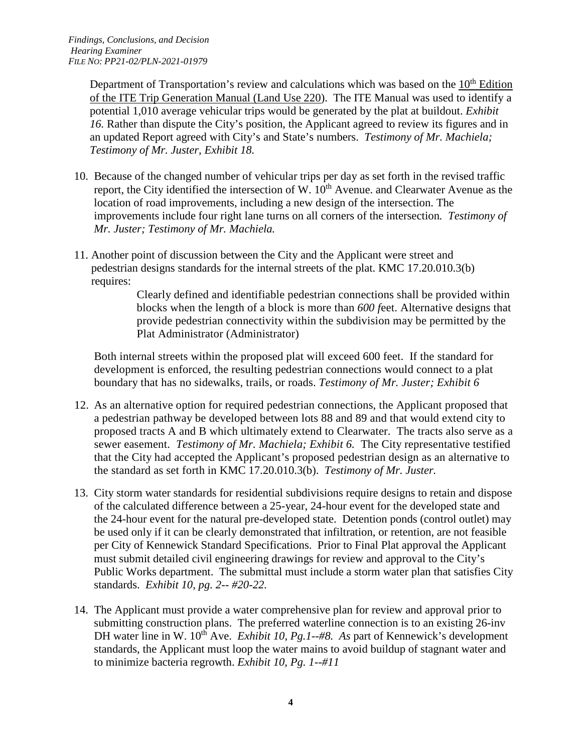Department of Transportation's review and calculations which was based on the 10th Edition of the ITE Trip Generation Manual (Land Use 220). The ITE Manual was used to identify a potential 1,010 average vehicular trips would be generated by the plat at buildout. *Exhibit 16.* Rather than dispute the City's position, the Applicant agreed to review its figures and in an updated Report agreed with City's and State's numbers. *Testimony of Mr. Machiela; Testimony of Mr. Juster, Exhibit 18.*

10. Because of the changed number of vehicular trips per day as set forth in the revised traffic report, the City identified the intersection of W. 10th Avenue. and Clearwater Avenue as the location of road improvements, including a new design of the intersection. The improvements include four right lane turns on all corners of the intersection. *Testimony of Mr. Juster; Testimony of Mr. Machiela.*

11. Another point of discussion between the City and the Applicant were street and pedestrian designs standards for the internal streets of the plat. KMC 17.20.010.3(b) requires:

    > Clearly defined and identifiable pedestrian connections shall be provided within blocks when the length of a block is more than *600 f*eet. Alternative designs that provide pedestrian connectivity within the subdivision may be permitted by the Plat Administrator (Administrator)

    Both internal streets within the proposed plat will exceed 600 feet. If the standard for development is enforced, the resulting pedestrian connections would connect to a plat boundary that has no sidewalks, trails, or roads. *Testimony of Mr. Juster; Exhibit 6*

12. As an alternative option for required pedestrian connections, the Applicant proposed that a pedestrian pathway be developed between lots 88 and 89 and that would extend city to proposed tracts A and B which ultimately extend to Clearwater. The tracts also serve as a sewer easement. *Testimony of Mr. Machiela; Exhibit 6.* The City representative testified that the City had accepted the Applicant's proposed pedestrian design as an alternative to the standard as set forth in KMC 17.20.010.3(b). *Testimony of Mr. Juster.*

13. City storm water standards for residential subdivisions require designs to retain and dispose of the calculated difference between a 25-year, 24-hour event for the developed state and the 24-hour event for the natural pre-developed state. Detention ponds (control outlet) may be used only if it can be clearly demonstrated that infiltration, or retention, are not feasible per City of Kennewick Standard Specifications. Prior to Final Plat approval the Applicant must submit detailed civil engineering drawings for review and approval to the City's Public Works department. The submittal must include a storm water plan that satisfies City standards. *Exhibit 10, pg. 2-- #20-22.*

14. The Applicant must provide a water comprehensive plan for review and approval prior to submitting construction plans. The preferred waterline connection is to an existing 26-inv DH water line in W. 10th Ave. *Exhibit 10, Pg.1--#8. As* part of Kennewick's development standards, the Applicant must loop the water mains to avoid buildup of stagnant water and to minimize bacteria regrowth. *Exhibit 10, Pg. 1--#11*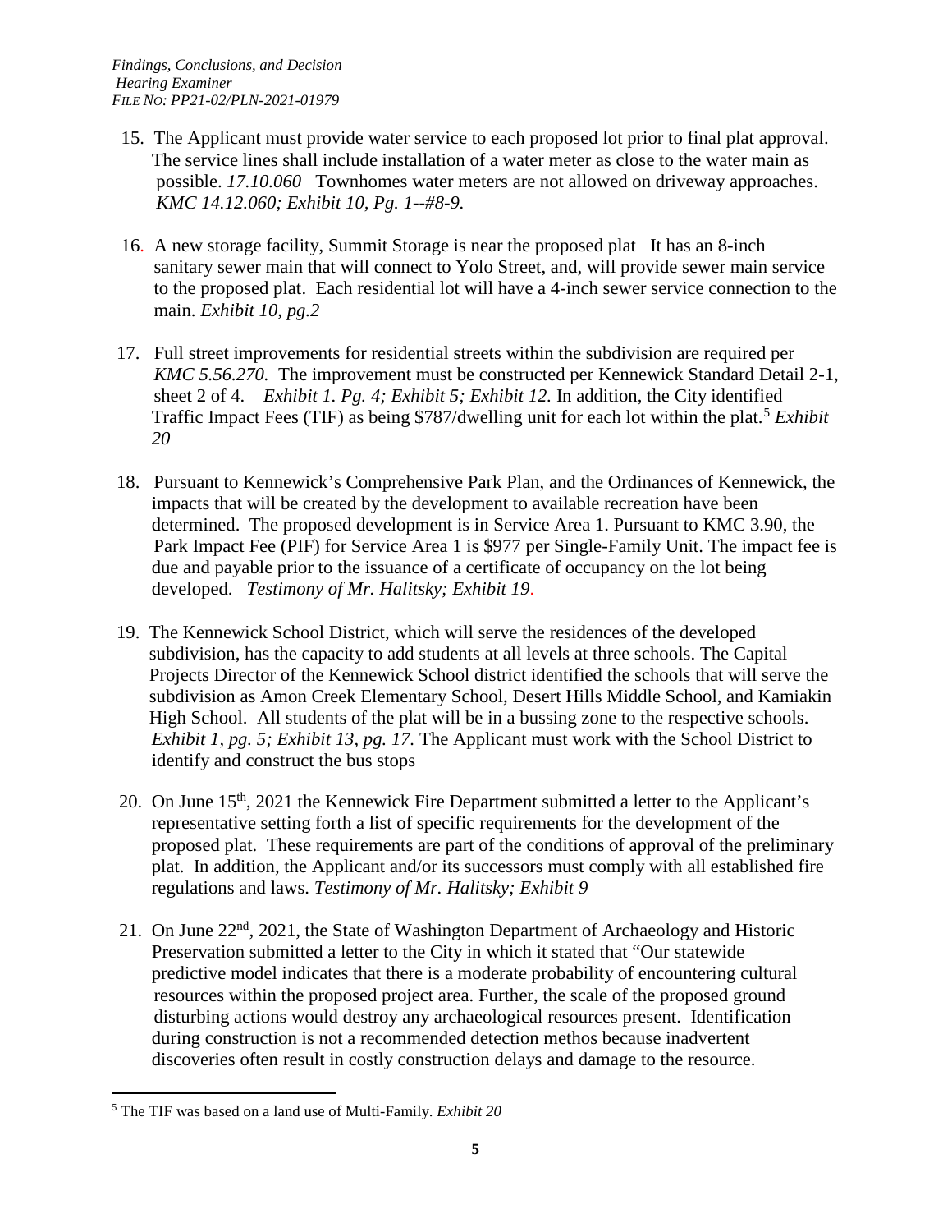15. The Applicant must provide water service to each proposed lot prior to final plat approval. The service lines shall include installation of a water meter as close to the water main as possible. *17.10.060* Townhomes water meters are not allowed on driveway approaches. *KMC 14.12.060; Exhibit 10, Pg. 1--#8-9.*

16. A new storage facility, Summit Storage is near the proposed plat It has an 8-inch sanitary sewer main that will connect to Yolo Street, and, will provide sewer main service to the proposed plat. Each residential lot will have a 4-inch sewer service connection to the main. *Exhibit 10, pg.2*

17. Full street improvements for residential streets within the subdivision are required per *KMC 5.56.270.* The improvement must be constructed per Kennewick Standard Detail 2-1, sheet 2 of 4. *Exhibit 1. Pg. 4; Exhibit 5; Exhibit 12.* In addition, the City identified Traffic Impact Fees (TIF) as being $787/dwelling unit for each lot within the plat.[5] *Exhibit 20*

18. Pursuant to Kennewick's Comprehensive Park Plan, and the Ordinances of Kennewick, the impacts that will be created by the development to available recreation have been determined. The proposed development is in Service Area 1. Pursuant to KMC 3.90, the Park Impact Fee (PIF) for Service Area 1 is $977 per Single-Family Unit. The impact fee is due and payable prior to the issuance of a certificate of occupancy on the lot being developed. *Testimony of Mr. Halitsky; Exhibit 19.*

19. The Kennewick School District, which will serve the residences of the developed subdivision, has the capacity to add students at all levels at three schools. The Capital Projects Director of the Kennewick School district identified the schools that will serve the subdivision as Amon Creek Elementary School, Desert Hills Middle School, and Kamiakin High School. All students of the plat will be in a bussing zone to the respective schools. *Exhibit 1, pg. 5; Exhibit 13, pg. 17.* The Applicant must work with the School District to identify and construct the bus stops

20. On June 15th, 2021 the Kennewick Fire Department submitted a letter to the Applicant's representative setting forth a list of specific requirements for the development of the proposed plat. These requirements are part of the conditions of approval of the preliminary plat. In addition, the Applicant and/or its successors must comply with all established fire regulations and laws. *Testimony of Mr. Halitsky; Exhibit 9*

21. On June 22nd, 2021, the State of Washington Department of Archaeology and Historic Preservation submitted a letter to the City in which it stated that "Our statewide predictive model indicates that there is a moderate probability of encountering cultural resources within the proposed project area. Further, the scale of the proposed ground disturbing actions would destroy any archaeological resources present. Identification during construction is not a recommended detection methos because inadvertent discoveries often result in costly construction delays and damage to the resource.

---

[5] The TIF was based on a land use of Multi-Family. *Exhibit 20*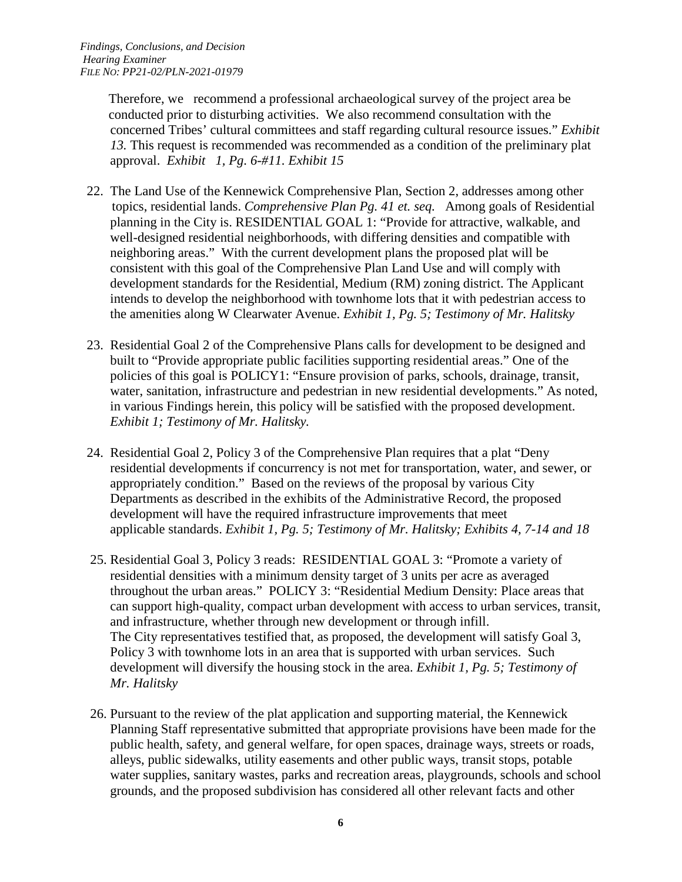Therefore, we recommend a professional archaeological survey of the project area be conducted prior to disturbing activities. We also recommend consultation with the concerned Tribes' cultural committees and staff regarding cultural resource issues." *Exhibit 13.* This request is recommended was recommended as a condition of the preliminary plat approval. *Exhibit 1, Pg. 6-#11. Exhibit 15*

22. The Land Use of the Kennewick Comprehensive Plan, Section 2, addresses among other topics, residential lands. *Comprehensive Plan Pg. 41 et. seq.* Among goals of Residential planning in the City is. RESIDENTIAL GOAL 1: "Provide for attractive, walkable, and well-designed residential neighborhoods, with differing densities and compatible with neighboring areas." With the current development plans the proposed plat will be consistent with this goal of the Comprehensive Plan Land Use and will comply with development standards for the Residential, Medium (RM) zoning district. The Applicant intends to develop the neighborhood with townhome lots that it with pedestrian access to the amenities along W Clearwater Avenue. *Exhibit 1, Pg. 5; Testimony of Mr. Halitsky*

23. Residential Goal 2 of the Comprehensive Plans calls for development to be designed and built to "Provide appropriate public facilities supporting residential areas." One of the policies of this goal is POLICY1: "Ensure provision of parks, schools, drainage, transit, water, sanitation, infrastructure and pedestrian in new residential developments." As noted, in various Findings herein, this policy will be satisfied with the proposed development. *Exhibit 1; Testimony of Mr. Halitsky.*

24. Residential Goal 2, Policy 3 of the Comprehensive Plan requires that a plat "Deny residential developments if concurrency is not met for transportation, water, and sewer, or appropriately condition." Based on the reviews of the proposal by various City Departments as described in the exhibits of the Administrative Record, the proposed development will have the required infrastructure improvements that meet applicable standards. *Exhibit 1, Pg. 5; Testimony of Mr. Halitsky; Exhibits 4, 7-14 and 18*

25. Residential Goal 3, Policy 3 reads: RESIDENTIAL GOAL 3: "Promote a variety of residential densities with a minimum density target of 3 units per acre as averaged throughout the urban areas." POLICY 3: "Residential Medium Density: Place areas that can support high-quality, compact urban development with access to urban services, transit, and infrastructure, whether through new development or through infill.
The City representatives testified that, as proposed, the development will satisfy Goal 3, Policy 3 with townhome lots in an area that is supported with urban services. Such development will diversify the housing stock in the area. *Exhibit 1, Pg. 5; Testimony of Mr. Halitsky*

26. Pursuant to the review of the plat application and supporting material, the Kennewick Planning Staff representative submitted that appropriate provisions have been made for the public health, safety, and general welfare, for open spaces, drainage ways, streets or roads, alleys, public sidewalks, utility easements and other public ways, transit stops, potable water supplies, sanitary wastes, parks and recreation areas, playgrounds, schools and school grounds, and the proposed subdivision has considered all other relevant facts and other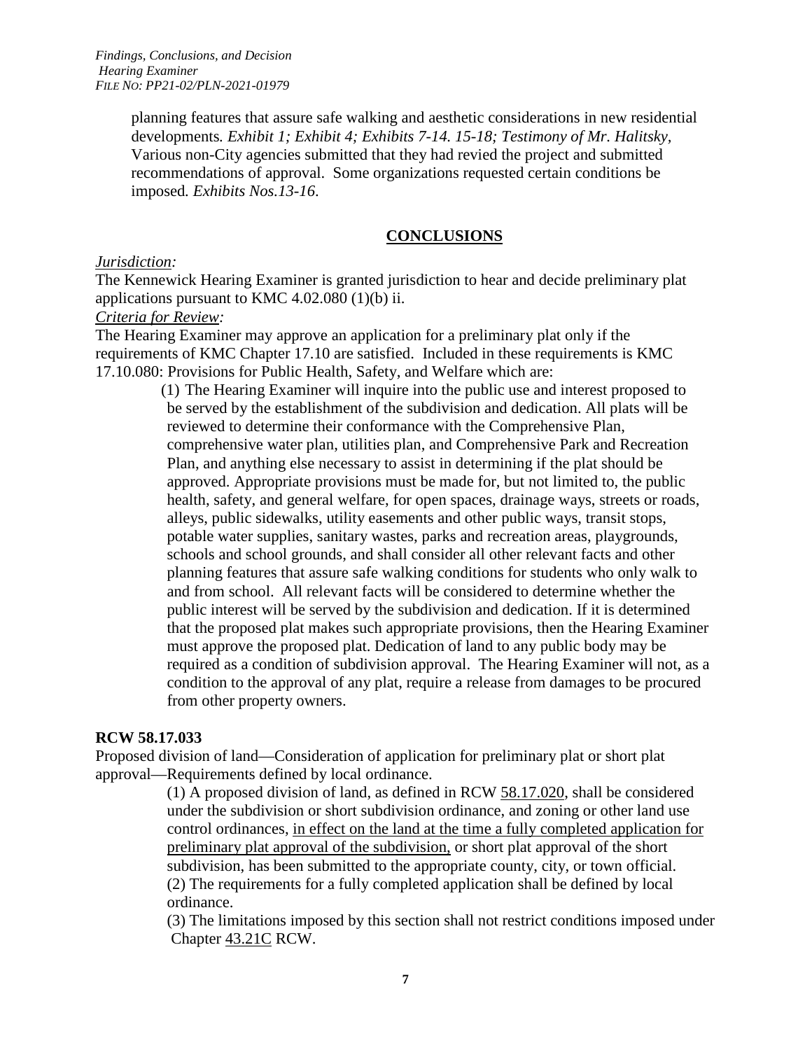planning features that assure safe walking and aesthetic considerations in new residential developments. *Exhibit 1; Exhibit 4; Exhibits 7-14. 15-18; Testimony of Mr. Halitsky,* Various non-City agencies submitted that they had revied the project and submitted recommendations of approval. Some organizations requested certain conditions be imposed. *Exhibits Nos.13-16*.

## CONCLUSIONS

*Jurisdiction:*

The Kennewick Hearing Examiner is granted jurisdiction to hear and decide preliminary plat applications pursuant to KMC 4.02.080 (1)(b) ii.

*Criteria for Review:*

The Hearing Examiner may approve an application for a preliminary plat only if the requirements of KMC Chapter 17.10 are satisfied. Included in these requirements is KMC 17.10.080: Provisions for Public Health, Safety, and Welfare which are:

> (1) The Hearing Examiner will inquire into the public use and interest proposed to be served by the establishment of the subdivision and dedication. All plats will be reviewed to determine their conformance with the Comprehensive Plan, comprehensive water plan, utilities plan, and Comprehensive Park and Recreation Plan, and anything else necessary to assist in determining if the plat should be approved. Appropriate provisions must be made for, but not limited to, the public health, safety, and general welfare, for open spaces, drainage ways, streets or roads, alleys, public sidewalks, utility easements and other public ways, transit stops, potable water supplies, sanitary wastes, parks and recreation areas, playgrounds, schools and school grounds, and shall consider all other relevant facts and other planning features that assure safe walking conditions for students who only walk to and from school. All relevant facts will be considered to determine whether the public interest will be served by the subdivision and dedication. If it is determined that the proposed plat makes such appropriate provisions, then the Hearing Examiner must approve the proposed plat. Dedication of land to any public body may be required as a condition of subdivision approval. The Hearing Examiner will not, as a condition to the approval of any plat, require a release from damages to be procured from other property owners.

**RCW 58.17.033**

Proposed division of land—Consideration of application for preliminary plat or short plat approval—Requirements defined by local ordinance.

> (1) A proposed division of land, as defined in RCW 58.17.020, shall be considered under the subdivision or short subdivision ordinance, and zoning or other land use control ordinances, <u>in effect on the land at the time a fully completed application for preliminary plat approval of the subdivision,</u> or short plat approval of the short subdivision, has been submitted to the appropriate county, city, or town official.
> (2) The requirements for a fully completed application shall be defined by local ordinance.
> (3) The limitations imposed by this section shall not restrict conditions imposed under Chapter 43.21C RCW.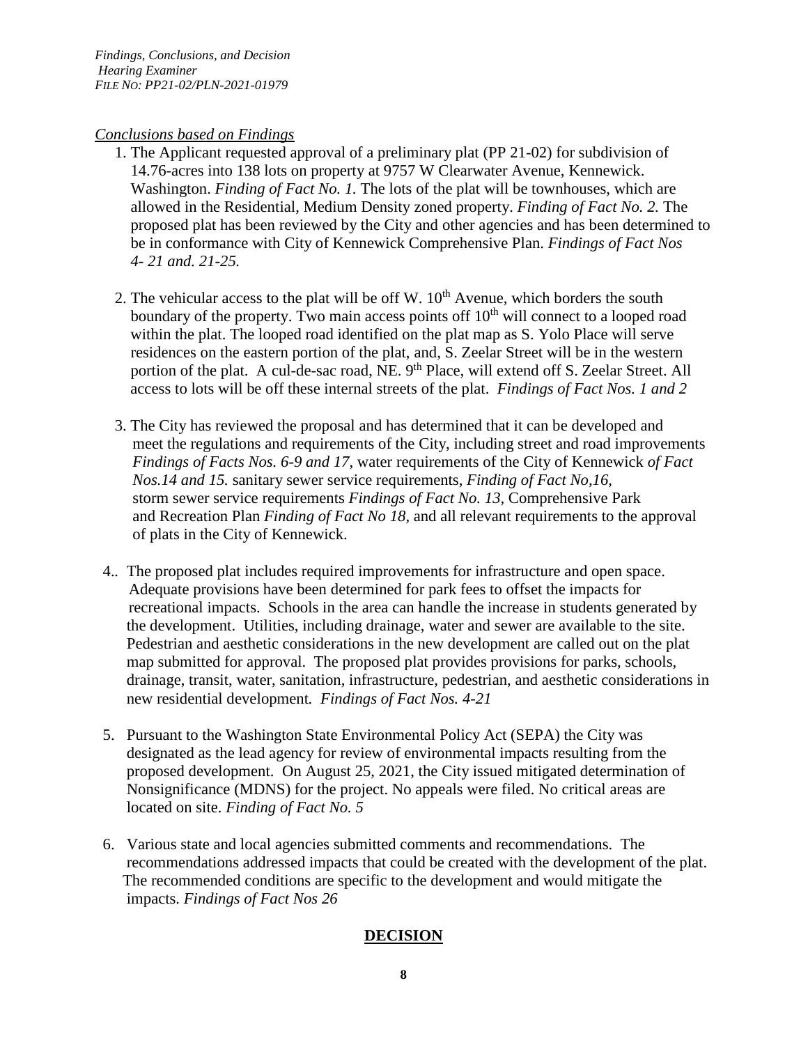*Conclusions based on Findings*

1. The Applicant requested approval of a preliminary plat (PP 21-02) for subdivision of 14.76-acres into 138 lots on property at 9757 W Clearwater Avenue, Kennewick. Washington. *Finding of Fact No. 1.* The lots of the plat will be townhouses, which are allowed in the Residential, Medium Density zoned property. *Finding of Fact No. 2.* The proposed plat has been reviewed by the City and other agencies and has been determined to be in conformance with City of Kennewick Comprehensive Plan. *Findings of Fact Nos 4- 21 and. 21-25.*

2. The vehicular access to the plat will be off W. 10th Avenue, which borders the south boundary of the property. Two main access points off 10th will connect to a looped road within the plat. The looped road identified on the plat map as S. Yolo Place will serve residences on the eastern portion of the plat, and, S. Zeelar Street will be in the western portion of the plat. A cul-de-sac road, NE. 9th Place, will extend off S. Zeelar Street. All access to lots will be off these internal streets of the plat. *Findings of Fact Nos. 1 and 2*

3. The City has reviewed the proposal and has determined that it can be developed and meet the regulations and requirements of the City, including street and road improvements *Findings of Facts Nos. 6-9 and 17,* water requirements of the City of Kennewick *of Fact Nos.14 and 15.* sanitary sewer service requirements, *Finding of Fact No,16,* storm sewer service requirements *Findings of Fact No. 13,* Comprehensive Park and Recreation Plan *Finding of Fact No 18,* and all relevant requirements to the approval of plats in the City of Kennewick.

4.. The proposed plat includes required improvements for infrastructure and open space. Adequate provisions have been determined for park fees to offset the impacts for recreational impacts. Schools in the area can handle the increase in students generated by the development. Utilities, including drainage, water and sewer are available to the site. Pedestrian and aesthetic considerations in the new development are called out on the plat map submitted for approval. The proposed plat provides provisions for parks, schools, drainage, transit, water, sanitation, infrastructure, pedestrian, and aesthetic considerations in new residential development. *Findings of Fact Nos. 4-21*

5. Pursuant to the Washington State Environmental Policy Act (SEPA) the City was designated as the lead agency for review of environmental impacts resulting from the proposed development. On August 25, 2021, the City issued mitigated determination of Nonsignificance (MDNS) for the project. No appeals were filed. No critical areas are located on site. *Finding of Fact No. 5*

6. Various state and local agencies submitted comments and recommendations. The recommendations addressed impacts that could be created with the development of the plat. The recommended conditions are specific to the development and would mitigate the impacts. *Findings of Fact Nos 26*

## **DECISION**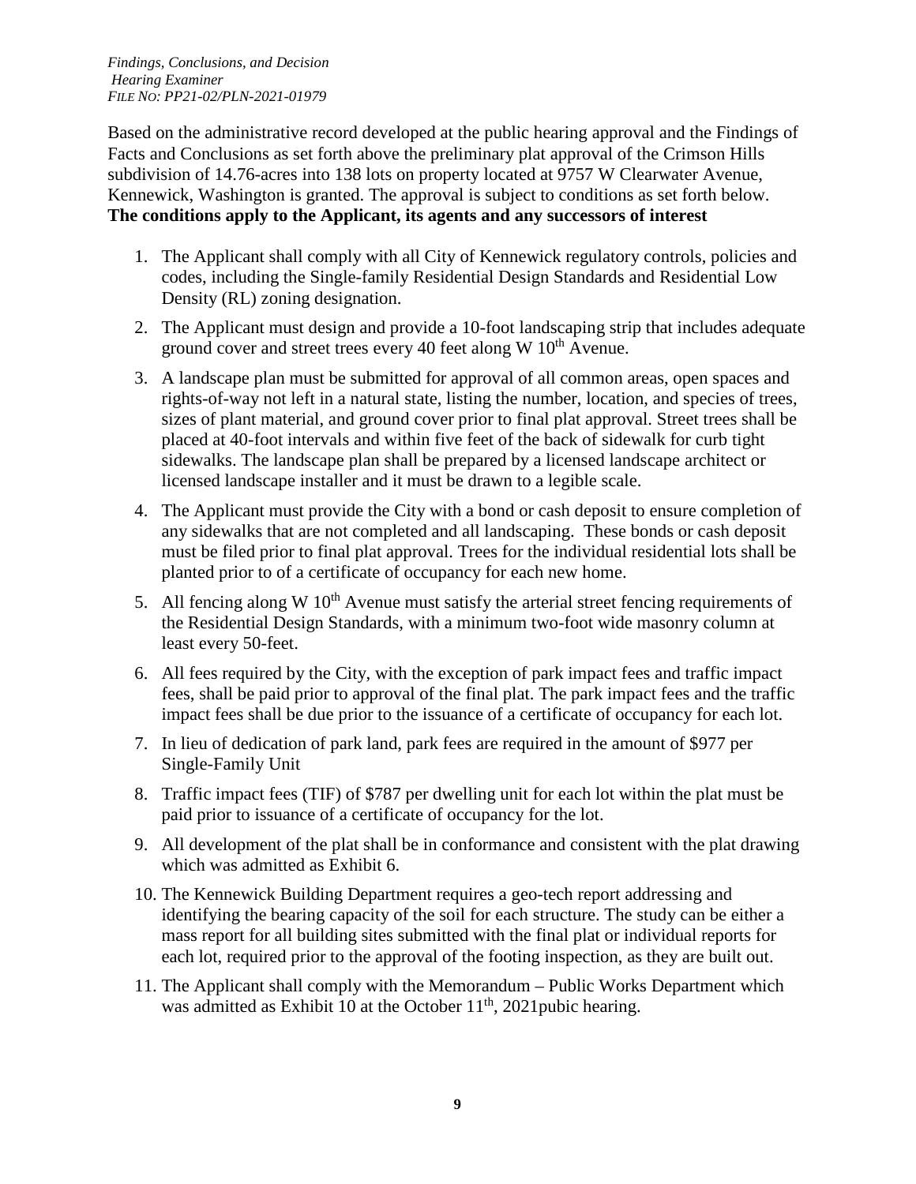Based on the administrative record developed at the public hearing approval and the Findings of Facts and Conclusions as set forth above the preliminary plat approval of the Crimson Hills subdivision of 14.76-acres into 138 lots on property located at 9757 W Clearwater Avenue, Kennewick, Washington is granted. The approval is subject to conditions as set forth below. **The conditions apply to the Applicant, its agents and any successors of interest**

1. The Applicant shall comply with all City of Kennewick regulatory controls, policies and codes, including the Single-family Residential Design Standards and Residential Low Density (RL) zoning designation.
2. The Applicant must design and provide a 10-foot landscaping strip that includes adequate ground cover and street trees every 40 feet along W 10th Avenue.
3. A landscape plan must be submitted for approval of all common areas, open spaces and rights-of-way not left in a natural state, listing the number, location, and species of trees, sizes of plant material, and ground cover prior to final plat approval. Street trees shall be placed at 40-foot intervals and within five feet of the back of sidewalk for curb tight sidewalks. The landscape plan shall be prepared by a licensed landscape architect or licensed landscape installer and it must be drawn to a legible scale.
4. The Applicant must provide the City with a bond or cash deposit to ensure completion of any sidewalks that are not completed and all landscaping. These bonds or cash deposit must be filed prior to final plat approval. Trees for the individual residential lots shall be planted prior to of a certificate of occupancy for each new home.
5. All fencing along W 10th Avenue must satisfy the arterial street fencing requirements of the Residential Design Standards, with a minimum two-foot wide masonry column at least every 50-feet.
6. All fees required by the City, with the exception of park impact fees and traffic impact fees, shall be paid prior to approval of the final plat. The park impact fees and the traffic impact fees shall be due prior to the issuance of a certificate of occupancy for each lot.
7. In lieu of dedication of park land, park fees are required in the amount of $977 per Single-Family Unit
8. Traffic impact fees (TIF) of $787 per dwelling unit for each lot within the plat must be paid prior to issuance of a certificate of occupancy for the lot.
9. All development of the plat shall be in conformance and consistent with the plat drawing which was admitted as Exhibit 6.
10. The Kennewick Building Department requires a geo-tech report addressing and identifying the bearing capacity of the soil for each structure. The study can be either a mass report for all building sites submitted with the final plat or individual reports for each lot, required prior to the approval of the footing inspection, as they are built out.
11. The Applicant shall comply with the Memorandum – Public Works Department which was admitted as Exhibit 10 at the October 11th, 2021pubic hearing.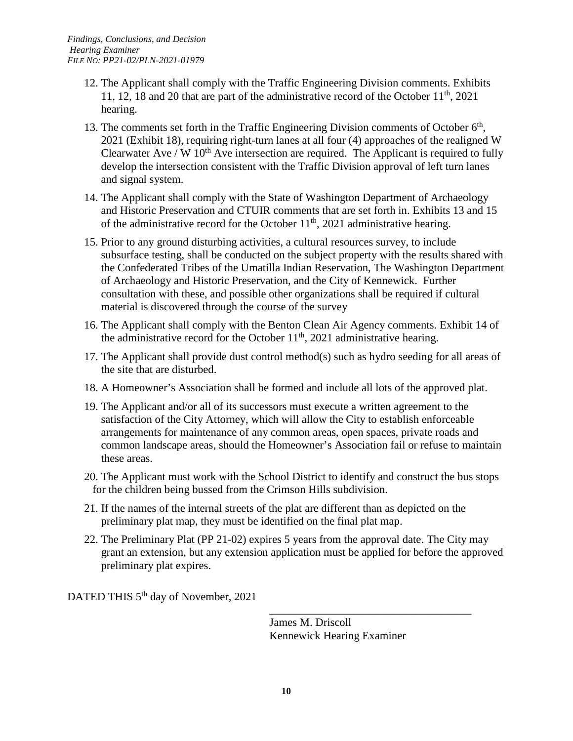12. The Applicant shall comply with the Traffic Engineering Division comments. Exhibits 11, 12, 18 and 20 that are part of the administrative record of the October 11th, 2021 hearing.
13. The comments set forth in the Traffic Engineering Division comments of October 6th, 2021 (Exhibit 18), requiring right-turn lanes at all four (4) approaches of the realigned W Clearwater Ave / W 10th Ave intersection are required. The Applicant is required to fully develop the intersection consistent with the Traffic Division approval of left turn lanes and signal system.
14. The Applicant shall comply with the State of Washington Department of Archaeology and Historic Preservation and CTUIR comments that are set forth in. Exhibits 13 and 15 of the administrative record for the October 11th, 2021 administrative hearing.
15. Prior to any ground disturbing activities, a cultural resources survey, to include subsurface testing, shall be conducted on the subject property with the results shared with the Confederated Tribes of the Umatilla Indian Reservation, The Washington Department of Archaeology and Historic Preservation, and the City of Kennewick. Further consultation with these, and possible other organizations shall be required if cultural material is discovered through the course of the survey
16. The Applicant shall comply with the Benton Clean Air Agency comments. Exhibit 14 of the administrative record for the October 11th, 2021 administrative hearing.
17. The Applicant shall provide dust control method(s) such as hydro seeding for all areas of the site that are disturbed.
18. A Homeowner's Association shall be formed and include all lots of the approved plat.
19. The Applicant and/or all of its successors must execute a written agreement to the satisfaction of the City Attorney, which will allow the City to establish enforceable arrangements for maintenance of any common areas, open spaces, private roads and common landscape areas, should the Homeowner's Association fail or refuse to maintain these areas.
20. The Applicant must work with the School District to identify and construct the bus stops for the children being bussed from the Crimson Hills subdivision.
21. If the names of the internal streets of the plat are different than as depicted on the preliminary plat map, they must be identified on the final plat map.
22. The Preliminary Plat (PP 21-02) expires 5 years from the approval date. The City may grant an extension, but any extension application must be applied for before the approved preliminary plat expires.

DATED THIS 5th day of November, 2021

\_\_\_\_\_\_\_\_\_\_\_\_\_\_\_\_\_\_\_\_\_\_\_\_\_\_\_\_\_\_\_\_\_\_\_\_

James M. Driscoll
Kennewick Hearing Examiner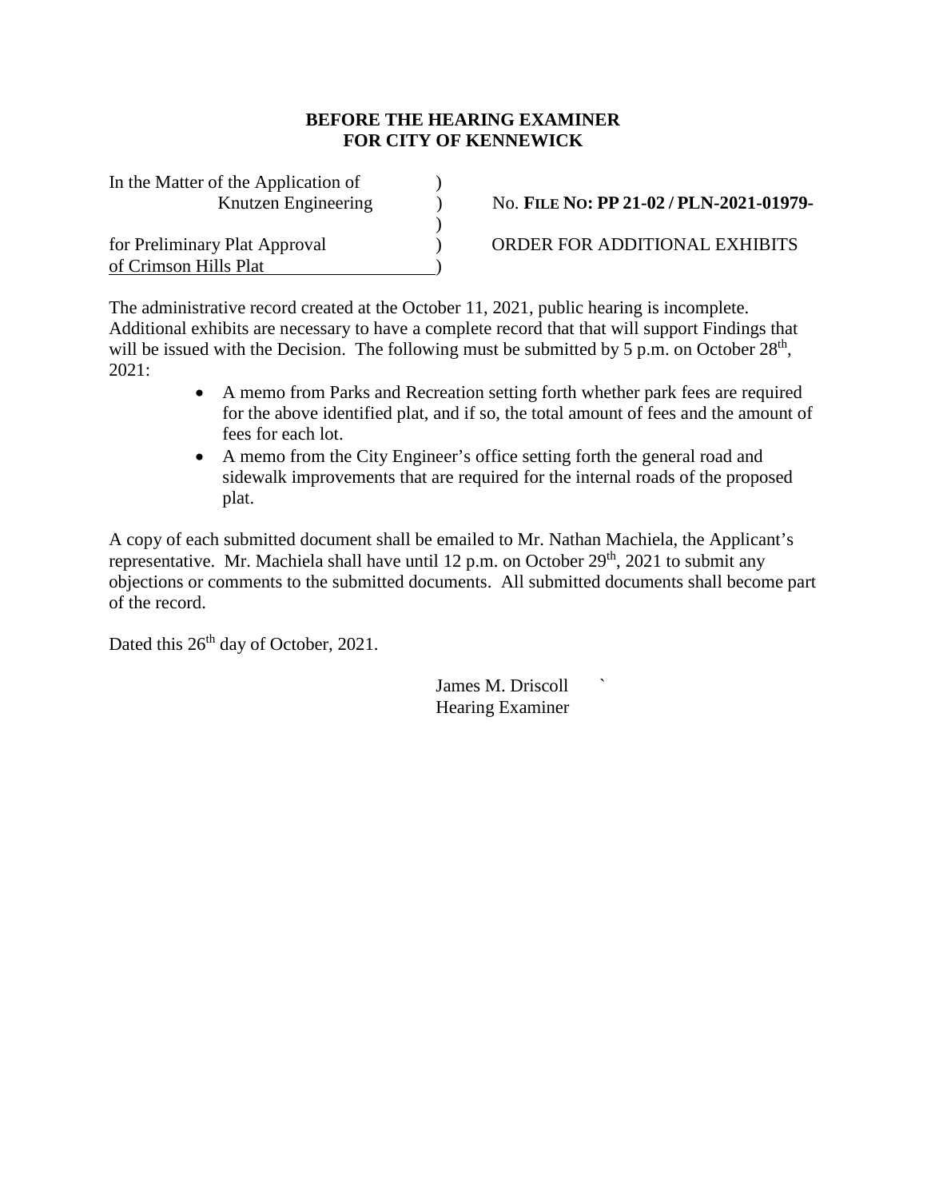**BEFORE THE HEARING EXAMINER**
**FOR CITY OF KENNEWICK**

| | | |
|---|---|---|
| In the Matter of the Application of | ) | |
| Knutzen Engineering | ) | No. **FILE NO: PP 21-02 / PLN-2021-01979-** |
| | ) | |
| for Preliminary Plat Approval | ) | ORDER FOR ADDITIONAL EXHIBITS |
| of Crimson Hills Plat | ) | |

The administrative record created at the October 11, 2021, public hearing is incomplete. Additional exhibits are necessary to have a complete record that that will support Findings that will be issued with the Decision. The following must be submitted by 5 p.m. on October 28th, 2021:

- A memo from Parks and Recreation setting forth whether park fees are required for the above identified plat, and if so, the total amount of fees and the amount of fees for each lot.
- A memo from the City Engineer's office setting forth the general road and sidewalk improvements that are required for the internal roads of the proposed plat.

A copy of each submitted document shall be emailed to Mr. Nathan Machiela, the Applicant's representative. Mr. Machiela shall have until 12 p.m. on October 29th, 2021 to submit any objections or comments to the submitted documents. All submitted documents shall become part of the record.

Dated this 26th day of October, 2021.

James M. Driscoll `
Hearing Examiner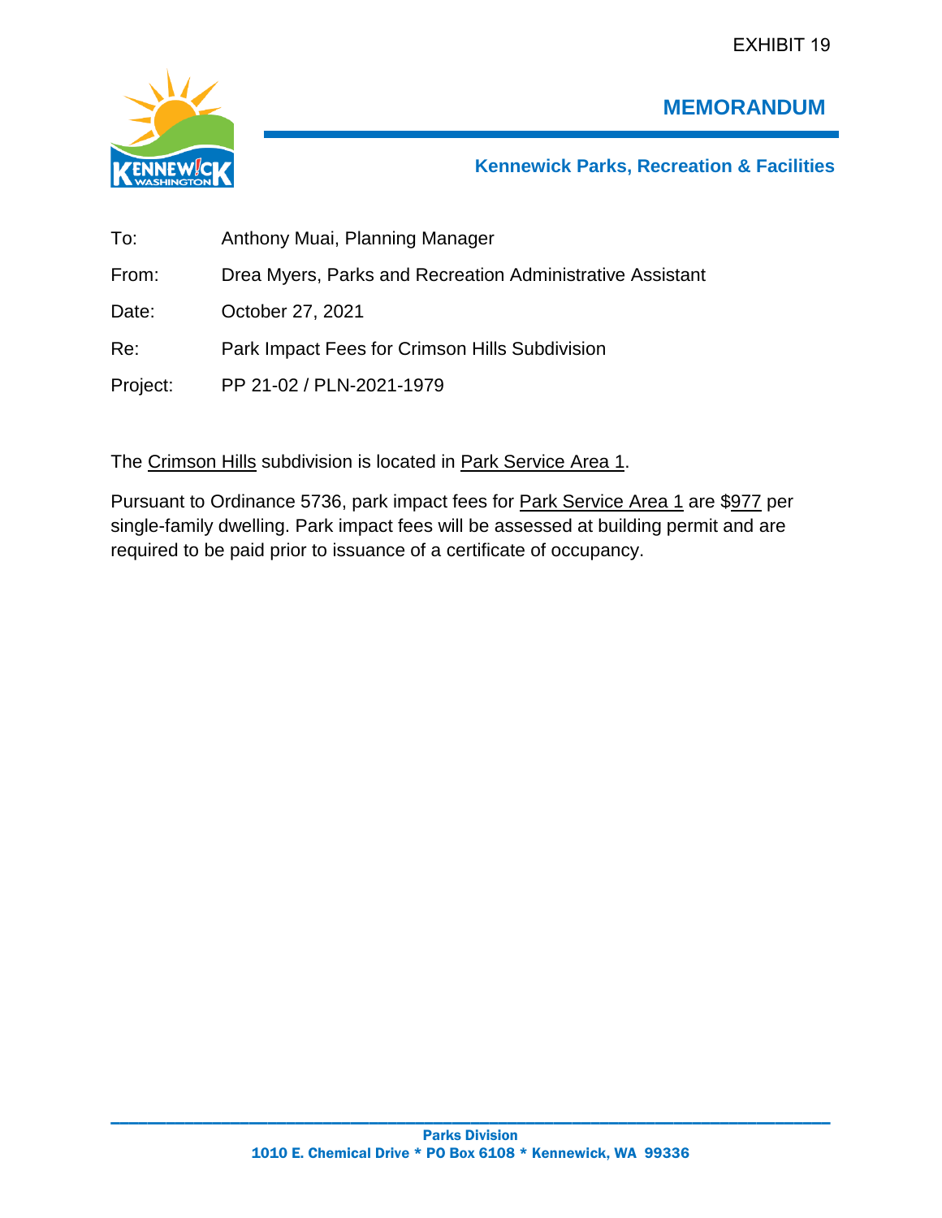EXHIBIT 19

# MEMORANDUM

**Kennewick Parks, Recreation & Facilities**

| | |
|---|---|
| To: | Anthony Muai, Planning Manager |
| From: | Drea Myers, Parks and Recreation Administrative Assistant |
| Date: | October 27, 2021 |
| Re: | Park Impact Fees for Crimson Hills Subdivision |
| Project: | PP 21-02 / PLN-2021-1979 |

The Crimson Hills subdivision is located in Park Service Area 1.

Pursuant to Ordinance 5736, park impact fees for Park Service Area 1 are $977 per single-family dwelling. Park impact fees will be assessed at building permit and are required to be paid prior to issuance of a certificate of occupancy.

**Parks Division**
**1010 E. Chemical Drive * PO Box 6108 * Kennewick, WA 99336**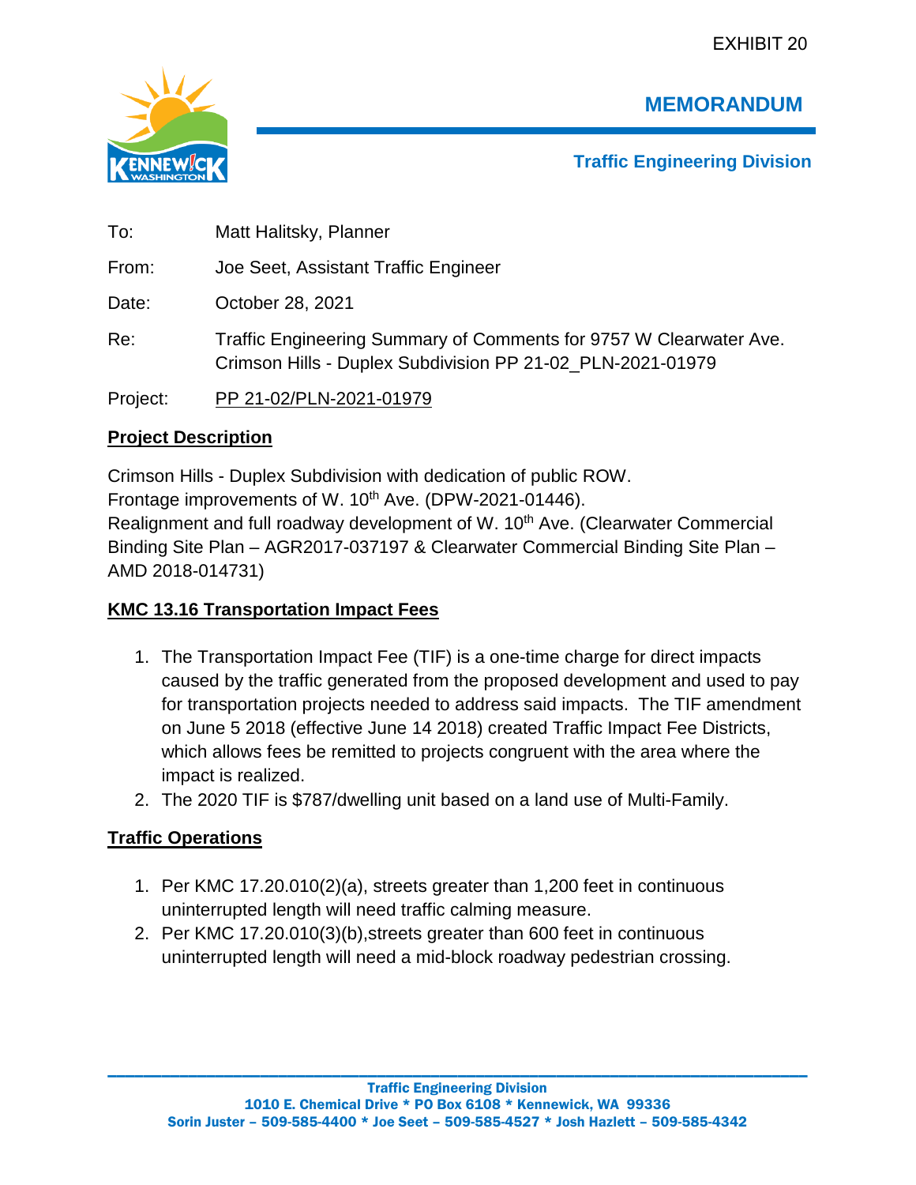EXHIBIT 20

# MEMORANDUM

## Traffic Engineering Division

To: Matt Halitsky, Planner

From: Joe Seet, Assistant Traffic Engineer

Date: October 28, 2021

Re: Traffic Engineering Summary of Comments for 9757 W Clearwater Ave. Crimson Hills - Duplex Subdivision PP 21-02_PLN-2021-01979

Project: PP 21-02/PLN-2021-01979

**Project Description**

Crimson Hills - Duplex Subdivision with dedication of public ROW.
Frontage improvements of W. 10th Ave. (DPW-2021-01446).
Realignment and full roadway development of W. 10th Ave. (Clearwater Commercial Binding Site Plan – AGR2017-037197 & Clearwater Commercial Binding Site Plan – AMD 2018-014731)

**KMC 13.16 Transportation Impact Fees**

1. The Transportation Impact Fee (TIF) is a one-time charge for direct impacts caused by the traffic generated from the proposed development and used to pay for transportation projects needed to address said impacts. The TIF amendment on June 5 2018 (effective June 14 2018) created Traffic Impact Fee Districts, which allows fees be remitted to projects congruent with the area where the impact is realized.
2. The 2020 TIF is $787/dwelling unit based on a land use of Multi-Family.

**Traffic Operations**

1. Per KMC 17.20.010(2)(a), streets greater than 1,200 feet in continuous uninterrupted length will need traffic calming measure.
2. Per KMC 17.20.010(3)(b),streets greater than 600 feet in continuous uninterrupted length will need a mid-block roadway pedestrian crossing.

Traffic Engineering Division
1010 E. Chemical Drive * PO Box 6108 * Kennewick, WA 99336
Sorin Juster – 509-585-4400 * Joe Seet – 509-585-4527 * Josh Hazlett – 509-585-4342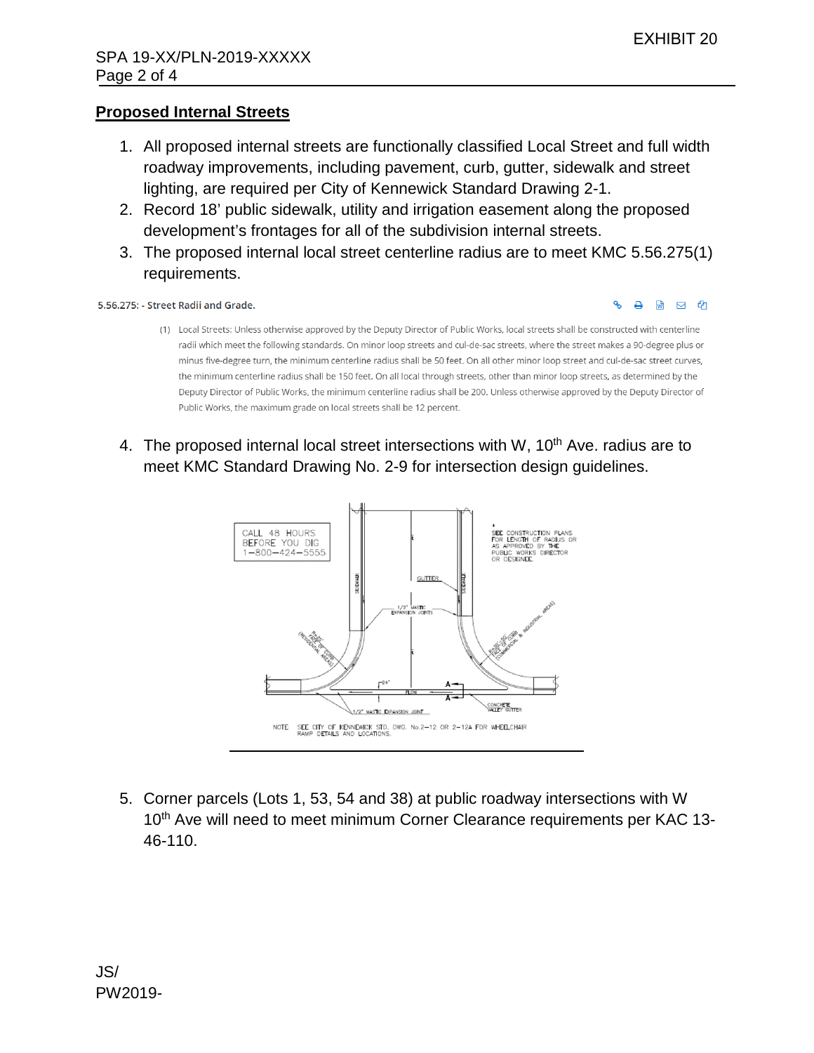EXHIBIT 20

SPA 19-XX/PLN-2019-XXXXX

## Proposed Internal Streets

1. All proposed internal streets are functionally classified Local Street and full width roadway improvements, including pavement, curb, gutter, sidewalk and street lighting, are required per City of Kennewick Standard Drawing 2-1.
2. Record 18' public sidewalk, utility and irrigation easement along the proposed development's frontages for all of the subdivision internal streets.
3. The proposed internal local street centerline radius are to meet KMC 5.56.275(1) requirements.

**5.56.275: - Street Radii and Grade.**

(1) Local Streets: Unless otherwise approved by the Deputy Director of Public Works, local streets shall be constructed with centerline radii which meet the following standards. On minor loop streets and cul-de-sac streets, where the street makes a 90-degree plus or minus five-degree turn, the minimum centerline radius shall be 50 feet. On all other minor loop street and cul-de-sac street curves, the minimum centerline radius shall be 150 feet. On all local through streets, other than minor loop streets, as determined by the Deputy Director of Public Works, the minimum centerline radius shall be 200. Unless otherwise approved by the Deputy Director of Public Works, the maximum grade on local streets shall be 12 percent.

4. The proposed internal local street intersections with W, 10th Ave. radius are to meet KMC Standard Drawing No. 2-9 for intersection design guidelines.

CALL 48 HOURS BEFORE YOU DIG 1-800-424-5555

SEE CONSTRUCTION PLANS FOR LENGTH OF RADIUS OR AS APPROVED BY THE PUBLIC WORKS DIRECTOR OR DESIGNEE.

NOTE: SEE CITY OF KENNEWICK STD. DWG. No.2-12 OR 2-12A FOR WHEELCHAIR RAMP DETAILS AND LOCATIONS.

5. Corner parcels (Lots 1, 53, 54 and 38) at public roadway intersections with W 10th Ave will need to meet minimum Corner Clearance requirements per KAC 13-46-110.

JS/
PW2019-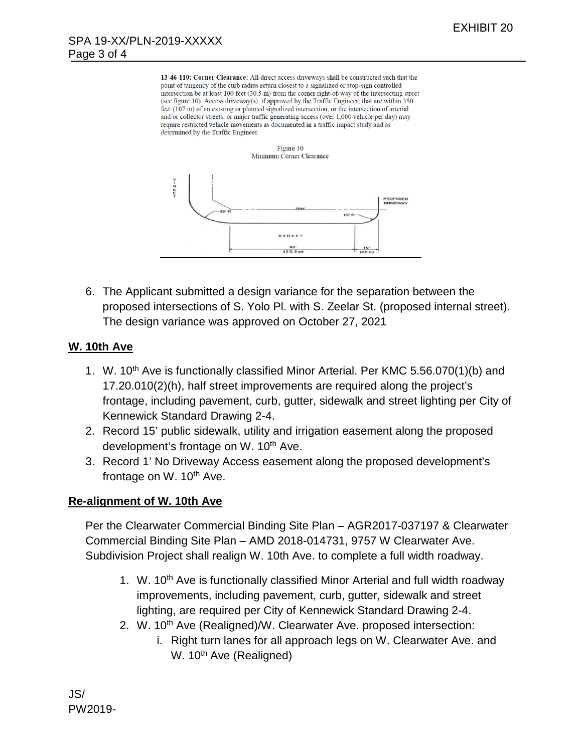13-46-110: Corner Clearance: All direct access driveways shall be constructed such that the point of tangency of the curb radius return closest to a signalized or stop-sign controlled intersection be at least 100 feet (30.5 m) from the corner right-of-way of the intersecting street (see figure 10). Access driveway(s), if approved by the Traffic Engineer, that are within 350 feet (107 m) of an existing or planned signalized intersection, or the intersection of arterial and/or collector streets, or major traffic generating access (over 1,000 vehicle per day) may require restricted vehicle movements as documented in a traffic impact study and as determined by the Traffic Engineer.

Figure 10
Minimum Corner Clearance

6. The Applicant submitted a design variance for the separation between the proposed intersections of S. Yolo Pl. with S. Zeelar St. (proposed internal street). The design variance was approved on October 27, 2021

## W. 10th Ave

1. W. 10th Ave is functionally classified Minor Arterial. Per KMC 5.56.070(1)(b) and 17.20.010(2)(h), half street improvements are required along the project's frontage, including pavement, curb, gutter, sidewalk and street lighting per City of Kennewick Standard Drawing 2-4.
2. Record 15' public sidewalk, utility and irrigation easement along the proposed development's frontage on W. 10th Ave.
3. Record 1' No Driveway Access easement along the proposed development's frontage on W. 10th Ave.

## Re-alignment of W. 10th Ave

Per the Clearwater Commercial Binding Site Plan – AGR2017-037197 & Clearwater Commercial Binding Site Plan – AMD 2018-014731, 9757 W Clearwater Ave. Subdivision Project shall realign W. 10th Ave. to complete a full width roadway.

1. W. 10th Ave is functionally classified Minor Arterial and full width roadway improvements, including pavement, curb, gutter, sidewalk and street lighting, are required per City of Kennewick Standard Drawing 2-4.
2. W. 10th Ave (Realigned)/W. Clearwater Ave. proposed intersection:
   i. Right turn lanes for all approach legs on W. Clearwater Ave. and W. 10th Ave (Realigned)

JS/
PW2019-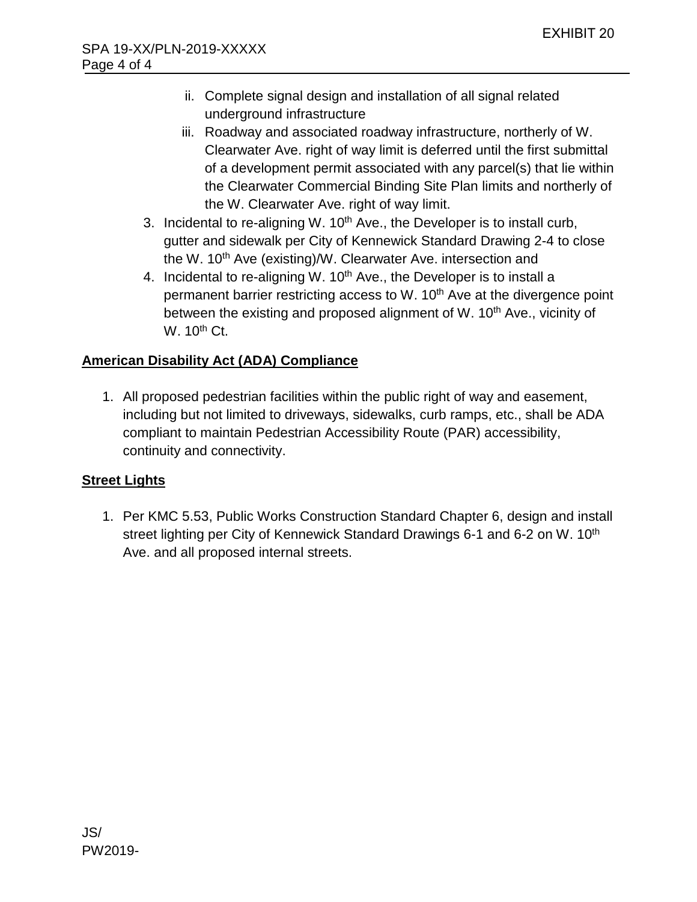ii. Complete signal design and installation of all signal related underground infrastructure
iii. Roadway and associated roadway infrastructure, northerly of W. Clearwater Ave. right of way limit is deferred until the first submittal of a development permit associated with any parcel(s) that lie within the Clearwater Commercial Binding Site Plan limits and northerly of the W. Clearwater Ave. right of way limit.

3. Incidental to re-aligning W. 10th Ave., the Developer is to install curb, gutter and sidewalk per City of Kennewick Standard Drawing 2-4 to close the W. 10th Ave (existing)/W. Clearwater Ave. intersection and
4. Incidental to re-aligning W. 10th Ave., the Developer is to install a permanent barrier restricting access to W. 10th Ave at the divergence point between the existing and proposed alignment of W. 10th Ave., vicinity of W. 10th Ct.

**American Disability Act (ADA) Compliance**

1. All proposed pedestrian facilities within the public right of way and easement, including but not limited to driveways, sidewalks, curb ramps, etc., shall be ADA compliant to maintain Pedestrian Accessibility Route (PAR) accessibility, continuity and connectivity.

**Street Lights**

1. Per KMC 5.53, Public Works Construction Standard Chapter 6, design and install street lighting per City of Kennewick Standard Drawings 6-1 and 6-2 on W. 10th Ave. and all proposed internal streets.

JS/
PW2019-